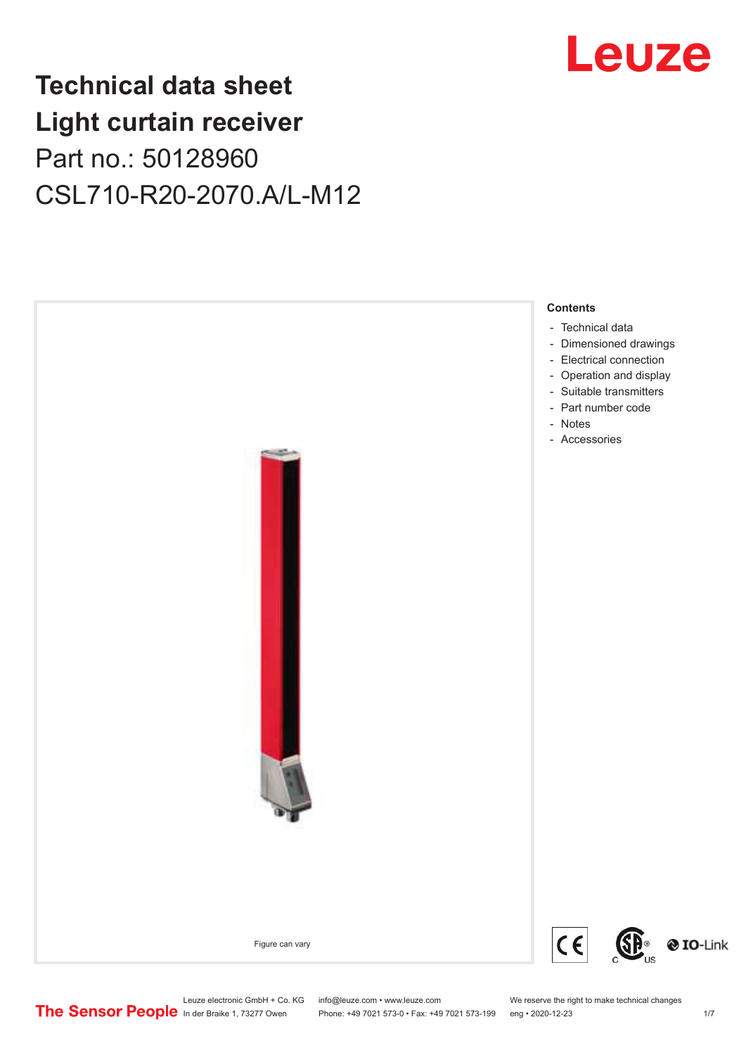Leuze

# Technical data sheet
# Light curtain receiver

Part no.: 50128960

CSL710-R20-2070.A/L-M12

Figure can vary

**Contents**

- Technical data
- Dimensioned drawings
- Electrical connection
- Operation and display
- Suitable transmitters
- Part number code
- Notes
- Accessories

The Sensor People

Leuze electronic GmbH + Co. KG
In der Braike 1, 73277 Owen

info@leuze.com • www.leuze.com
Phone: +49 7021 573-0 • Fax: +49 7021 573-199

We reserve the right to make technical changes
eng • 2020-12-23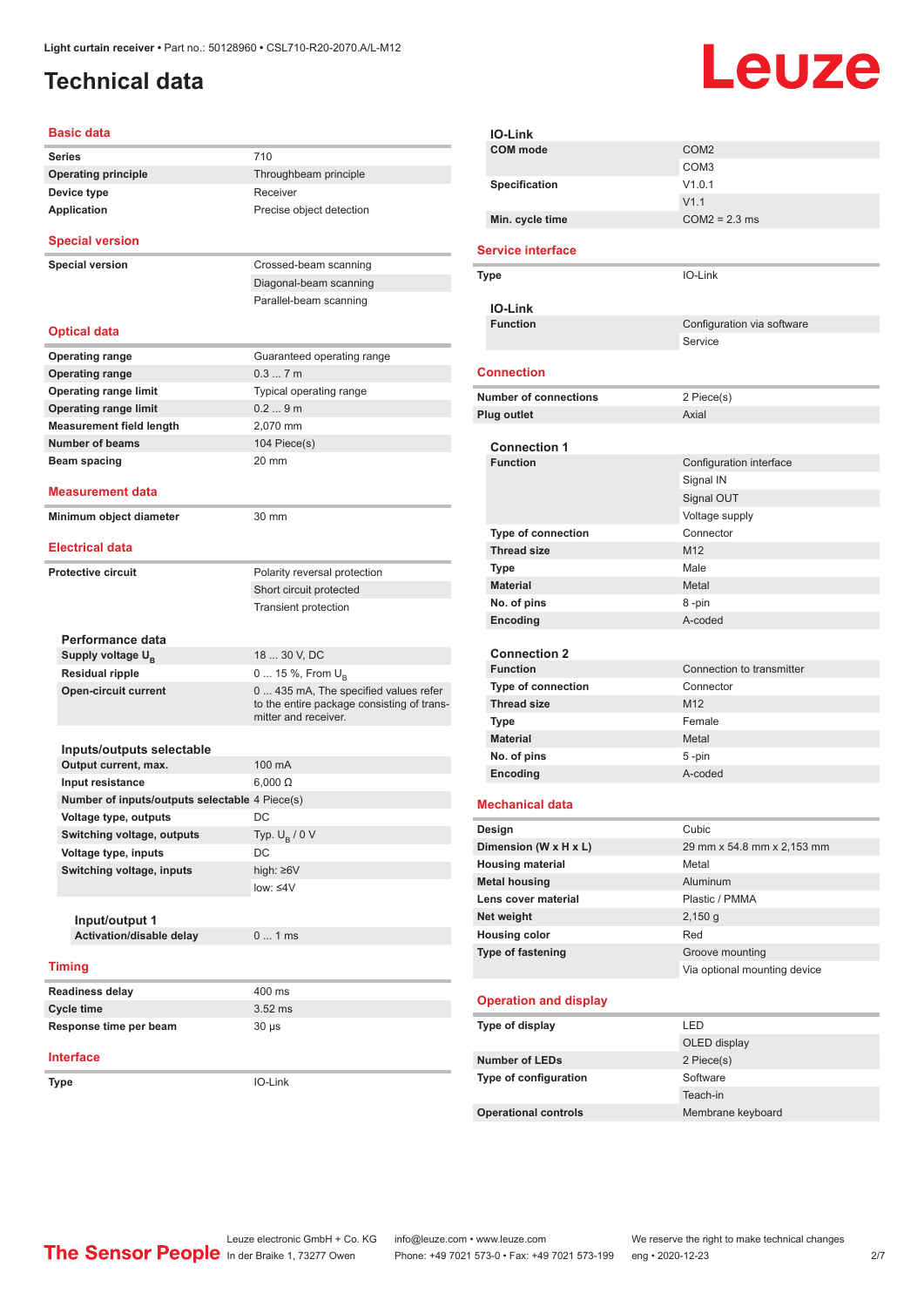Light curtain receiver • Part no.: 50128960 • CSL710-R20-2070.A/L-M12

# Technical data

## Basic data

| | |
|---|---|
| **Series** | 710 |
| **Operating principle** | Throughbeam principle |
| **Device type** | Receiver |
| **Application** | Precise object detection |

## Special version

| | |
|---|---|
| **Special version** | Crossed-beam scanning |
| | Diagonal-beam scanning |
| | Parallel-beam scanning |

## Optical data

| | |
|---|---|
| **Operating range** | Guaranteed operating range |
| **Operating range** | 0.3 ... 7 m |
| **Operating range limit** | Typical operating range |
| **Operating range limit** | 0.2 ... 9 m |
| **Measurement field length** | 2,070 mm |
| **Number of beams** | 104 Piece(s) |
| **Beam spacing** | 20 mm |

## Measurement data

| | |
|---|---|
| **Minimum object diameter** | 30 mm |

## Electrical data

| | |
|---|---|
| **Protective circuit** | Polarity reversal protection |
| | Short circuit protected |
| | Transient protection |

### Performance data

| | |
|---|---|
| **Supply voltage $U_B$** | 18 ... 30 V, DC |
| **Residual ripple** | 0 ... 15 %, From $U_B$ |
| **Open-circuit current** | 0 ... 435 mA, The specified values refer to the entire package consisting of transmitter and receiver. |

### Inputs/outputs selectable

| | |
|---|---|
| **Output current, max.** | 100 mA |
| **Input resistance** | 6,000 Ω |
| **Number of inputs/outputs selectable** | 4 Piece(s) |
| **Voltage type, outputs** | DC |
| **Switching voltage, outputs** | Typ. $U_B$ / 0 V |
| **Voltage type, inputs** | DC |
| **Switching voltage, inputs** | high: ≥6V |
| | low: ≤4V |

#### Input/output 1

| | |
|---|---|
| **Activation/disable delay** | 0 ... 1 ms |

## Timing

| | |
|---|---|
| **Readiness delay** | 400 ms |
| **Cycle time** | 3.52 ms |
| **Response time per beam** | 30 µs |

## Interface

| | |
|---|---|
| **Type** | IO-Link |

### IO-Link

| | |
|---|---|
| **COM mode** | COM2 |
| | COM3 |
| **Specification** | V1.0.1 |
| | V1.1 |
| **Min. cycle time** | COM2 = 2.3 ms |

## Service interface

| | |
|---|---|
| **Type** | IO-Link |

### IO-Link

| | |
|---|---|
| **Function** | Configuration via software |
| | Service |

## Connection

| | |
|---|---|
| **Number of connections** | 2 Piece(s) |
| **Plug outlet** | Axial |

### Connection 1

| | |
|---|---|
| **Function** | Configuration interface |
| | Signal IN |
| | Signal OUT |
| | Voltage supply |
| **Type of connection** | Connector |
| **Thread size** | M12 |
| **Type** | Male |
| **Material** | Metal |
| **No. of pins** | 8 -pin |
| **Encoding** | A-coded |

### Connection 2

| | |
|---|---|
| **Function** | Connection to transmitter |
| **Type of connection** | Connector |
| **Thread size** | M12 |
| **Type** | Female |
| **Material** | Metal |
| **No. of pins** | 5 -pin |
| **Encoding** | A-coded |

## Mechanical data

| | |
|---|---|
| **Design** | Cubic |
| **Dimension (W x H x L)** | 29 mm x 54.8 mm x 2,153 mm |
| **Housing material** | Metal |
| **Metal housing** | Aluminum |
| **Lens cover material** | Plastic / PMMA |
| **Net weight** | 2,150 g |
| **Housing color** | Red |
| **Type of fastening** | Groove mounting |
| | Via optional mounting device |

## Operation and display

| | |
|---|---|
| **Type of display** | LED |
| | OLED display |
| **Number of LEDs** | 2 Piece(s) |
| **Type of configuration** | Software |
| | Teach-in |
| **Operational controls** | Membrane keyboard |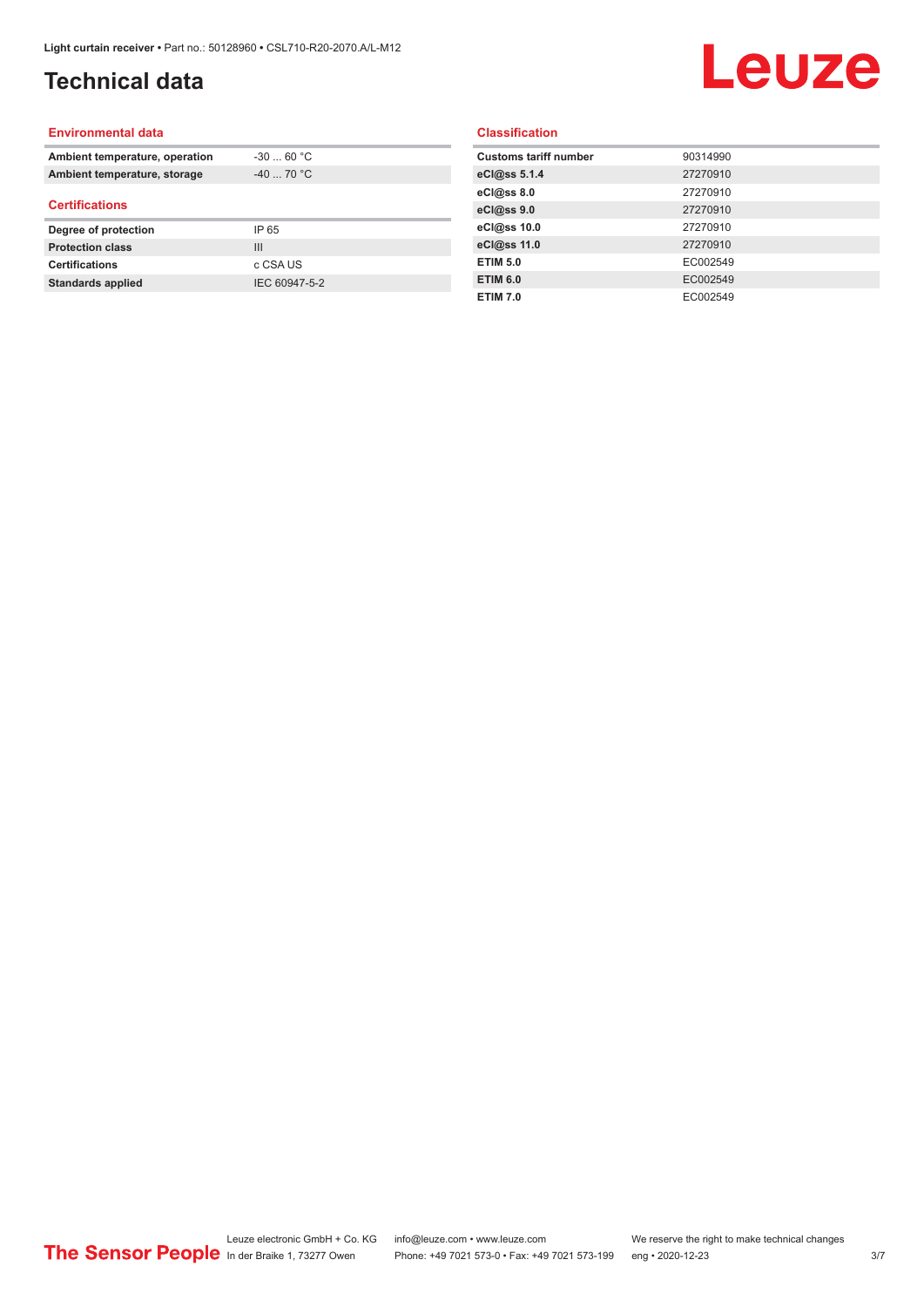# Technical data

## Environmental data

| | |
|---|---|
| **Ambient temperature, operation** | -30 ... 60 °C |
| **Ambient temperature, storage** | -40 ... 70 °C |

## Certifications

| | |
|---|---|
| **Degree of protection** | IP 65 |
| **Protection class** | III |
| **Certifications** | c CSA US |
| **Standards applied** | IEC 60947-5-2 |

## Classification

| | |
|---|---|
| **Customs tariff number** | 90314990 |
| **eCl@ss 5.1.4** | 27270910 |
| **eCl@ss 8.0** | 27270910 |
| **eCl@ss 9.0** | 27270910 |
| **eCl@ss 10.0** | 27270910 |
| **eCl@ss 11.0** | 27270910 |
| **ETIM 5.0** | EC002549 |
| **ETIM 6.0** | EC002549 |
| **ETIM 7.0** | EC002549 |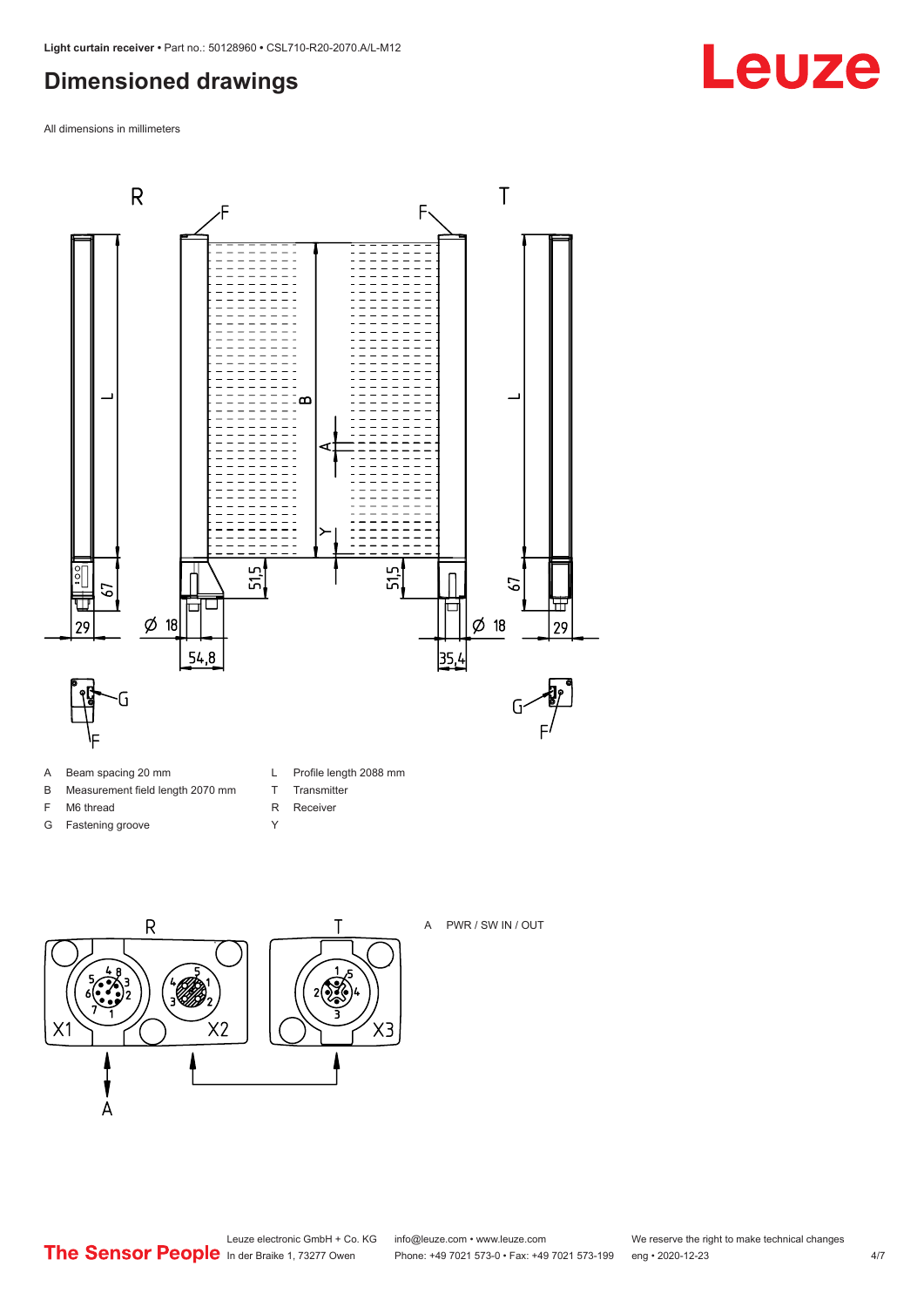# Dimensioned drawings

All dimensions in millimeters

A Beam spacing 20 mm
B Measurement field length 2070 mm
F M6 thread
G Fastening groove
L Profile length 2088 mm
T Transmitter
R Receiver
Y

A PWR / SW IN / OUT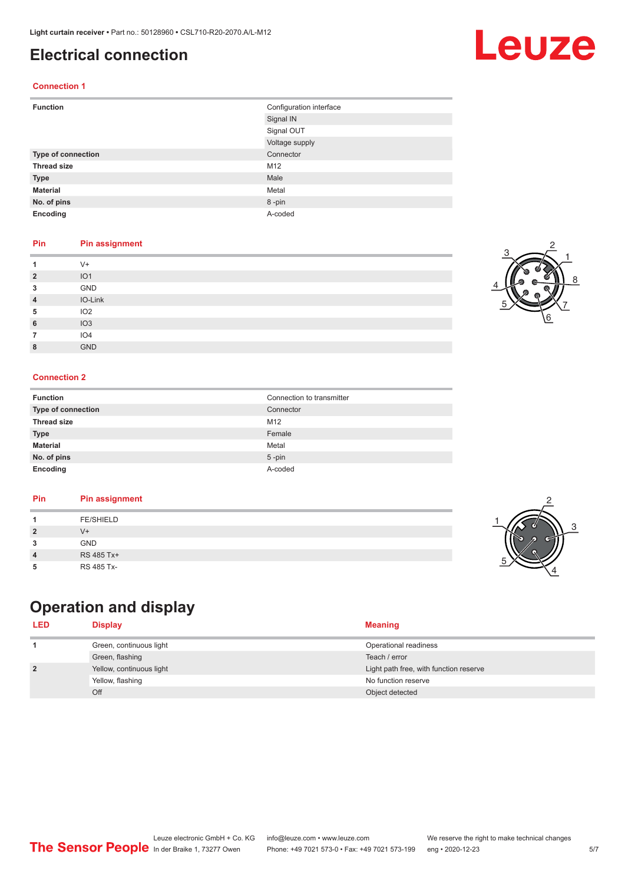# Electrical connection

## Connection 1

| | |
|---|---|
| **Function** | Configuration interface |
| | Signal IN |
| | Signal OUT |
| | Voltage supply |
| **Type of connection** | Connector |
| **Thread size** | M12 |
| **Type** | Male |
| **Material** | Metal |
| **No. of pins** | 8 -pin |
| **Encoding** | A-coded |

| Pin | Pin assignment |
|---|---|
| **1** | V+ |
| **2** | IO1 |
| **3** | GND |
| **4** | IO-Link |
| **5** | IO2 |
| **6** | IO3 |
| **7** | IO4 |
| **8** | GND |

## Connection 2

| | |
|---|---|
| **Function** | Connection to transmitter |
| **Type of connection** | Connector |
| **Thread size** | M12 |
| **Type** | Female |
| **Material** | Metal |
| **No. of pins** | 5 -pin |
| **Encoding** | A-coded |

| Pin | Pin assignment |
|---|---|
| **1** | FE/SHIELD |
| **2** | V+ |
| **3** | GND |
| **4** | RS 485 Tx+ |
| **5** | RS 485 Tx- |

# Operation and display

| LED | Display | Meaning |
|---|---|---|
| **1** | Green, continuous light | Operational readiness |
| | Green, flashing | Teach / error |
| **2** | Yellow, continuous light | Light path free, with function reserve |
| | Yellow, flashing | No function reserve |
| | Off | Object detected |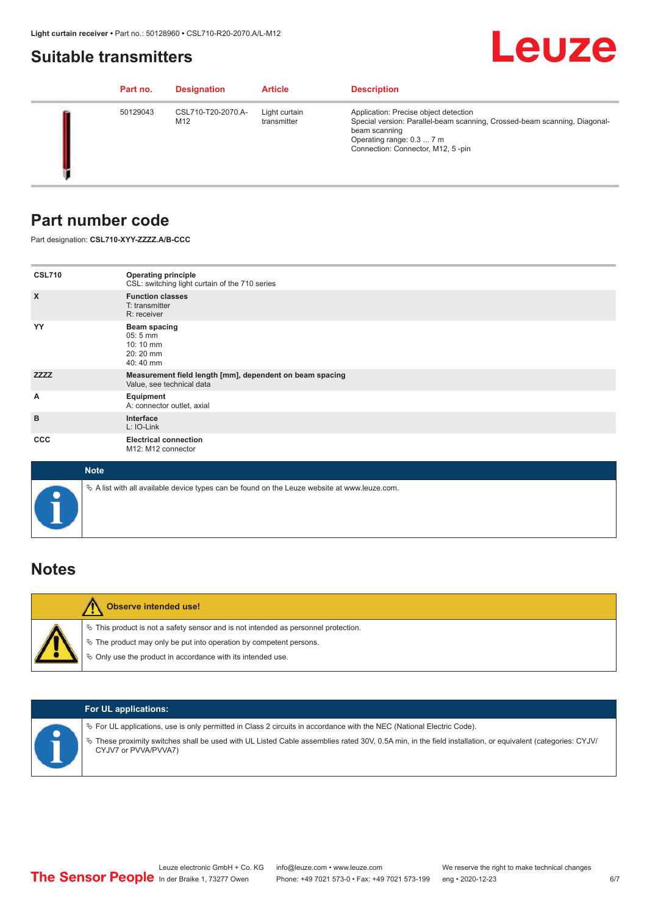## Suitable transmitters

| Part no. | Designation | Article | Description |
|---|---|---|---|
| 50129043 | CSL710-T20-2070.A-M12 | Light curtain transmitter | Application: Precise object detection<br>Special version: Parallel-beam scanning, Crossed-beam scanning, Diagonal-beam scanning<br>Operating range: 0.3 ... 7 m<br>Connection: Connector, M12, 5 -pin |

## Part number code

Part designation: **CSL710-XYY-ZZZZ.A/B-CCC**

| | |
|---|---|
| **CSL710** | **Operating principle**<br>CSL: switching light curtain of the 710 series |
| **X** | **Function classes**<br>T: transmitter<br>R: receiver |
| **YY** | **Beam spacing**<br>05: 5 mm<br>10: 10 mm<br>20: 20 mm<br>40: 40 mm |
| **ZZZZ** | **Measurement field length [mm], dependent on beam spacing**<br>Value, see technical data |
| **A** | **Equipment**<br>A: connector outlet, axial |
| **B** | **Interface**<br>L: IO-Link |
| **CCC** | **Electrical connection**<br>M12: M12 connector |

**Note**

- A list with all available device types can be found on the Leuze website at www.leuze.com.

## Notes

**Observe intended use!**

- This product is not a safety sensor and is not intended as personnel protection.
- The product may only be put into operation by competent persons.
- Only use the product in accordance with its intended use.

**For UL applications:**

- For UL applications, use is only permitted in Class 2 circuits in accordance with the NEC (National Electric Code).
- These proximity switches shall be used with UL Listed Cable assemblies rated 30V, 0.5A min, in the field installation, or equivalent (categories: CYJV/CYJV7 or PVVA/PVVA7)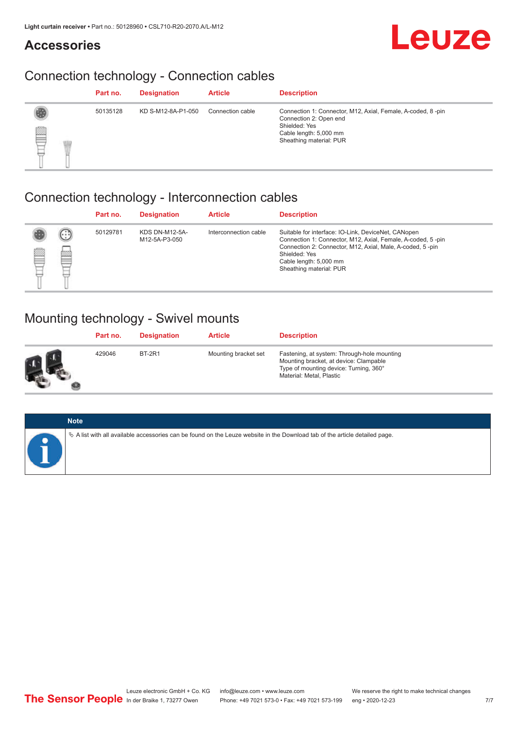## Accessories

## Connection technology - Connection cables

| Part no. | Designation | Article | Description |
| --- | --- | --- | --- |
| 50135128 | KD S-M12-8A-P1-050 | Connection cable | Connection 1: Connector, M12, Axial, Female, A-coded, 8 -pin<br>Connection 2: Open end<br>Shielded: Yes<br>Cable length: 5,000 mm<br>Sheathing material: PUR |

## Connection technology - Interconnection cables

| Part no. | Designation | Article | Description |
| --- | --- | --- | --- |
| 50129781 | KDS DN-M12-5A-M12-5A-P3-050 | Interconnection cable | Suitable for interface: IO-Link, DeviceNet, CANopen<br>Connection 1: Connector, M12, Axial, Female, A-coded, 5 -pin<br>Connection 2: Connector, M12, Axial, Male, A-coded, 5 -pin<br>Shielded: Yes<br>Cable length: 5,000 mm<br>Sheathing material: PUR |

## Mounting technology - Swivel mounts

| Part no. | Designation | Article | Description |
| --- | --- | --- | --- |
| 429046 | BT-2R1 | Mounting bracket set | Fastening, at system: Through-hole mounting<br>Mounting bracket, at device: Clampable<br>Type of mounting device: Turning, 360°<br>Material: Metal, Plastic |

**Note**

A list with all available accessories can be found on the Leuze website in the Download tab of the article detailed page.